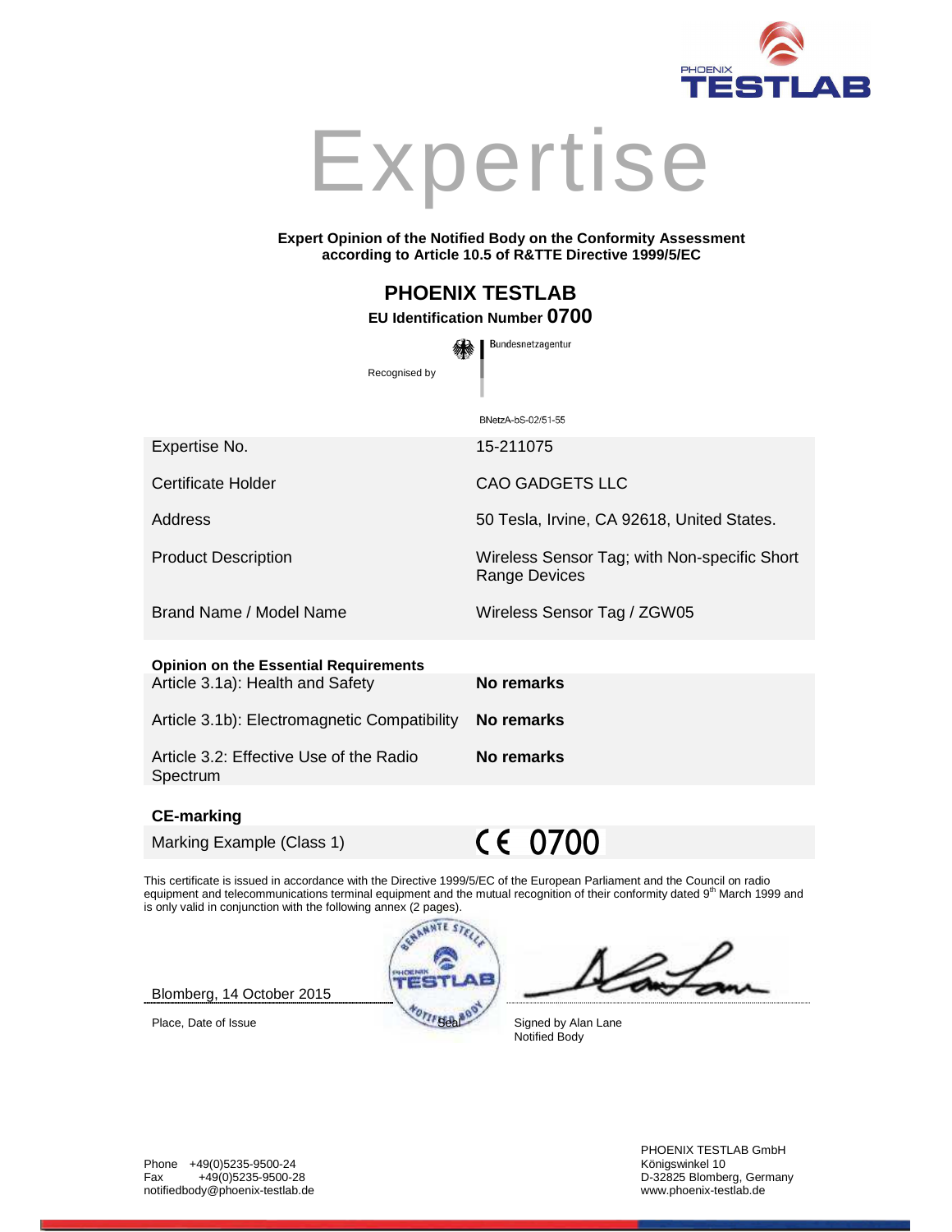PHOENIX TESTLAB

# Expertise

**Expert Opinion of the Notified Body on the Conformity Assessment according to Article 10.5 of R&TTE Directive 1999/5/EC**

## PHOENIX TESTLAB

**EU Identification Number 0700**

Recognised by Bundesnetzagentur

BNetzA-bS-02/51-55

| | |
|---|---|
| Expertise No. | 15-211075 |
| Certificate Holder | CAO GADGETS LLC |
| Address | 50 Tesla, Irvine, CA 92618, United States. |
| Product Description | Wireless Sensor Tag; with Non-specific Short Range Devices |
| Brand Name / Model Name | Wireless Sensor Tag / ZGW05 |

**Opinion on the Essential Requirements**

| | |
|---|---|
| Article 3.1a): Health and Safety | **No remarks** |
| Article 3.1b): Electromagnetic Compatibility | **No remarks** |
| Article 3.2: Effective Use of the Radio Spectrum | **No remarks** |

**CE-marking**

| | |
|---|---|
| Marking Example (Class 1) | CE 0700 |

This certificate is issued in accordance with the Directive 1999/5/EC of the European Parliament and the Council on radio equipment and telecommunications terminal equipment and the mutual recognition of their conformity dated 9th March 1999 and is only valid in conjunction with the following annex (2 pages).

Blomberg, 14 October 2015

Place, Date of Issue

Seal

Signed by Alan Lane
Notified Body

Phone +49(0)5235-9500-24
Fax +49(0)5235-9500-28
notifiedbody@phoenix-testlab.de

PHOENIX TESTLAB GmbH
Königswinkel 10
D-32825 Blomberg, Germany
www.phoenix-testlab.de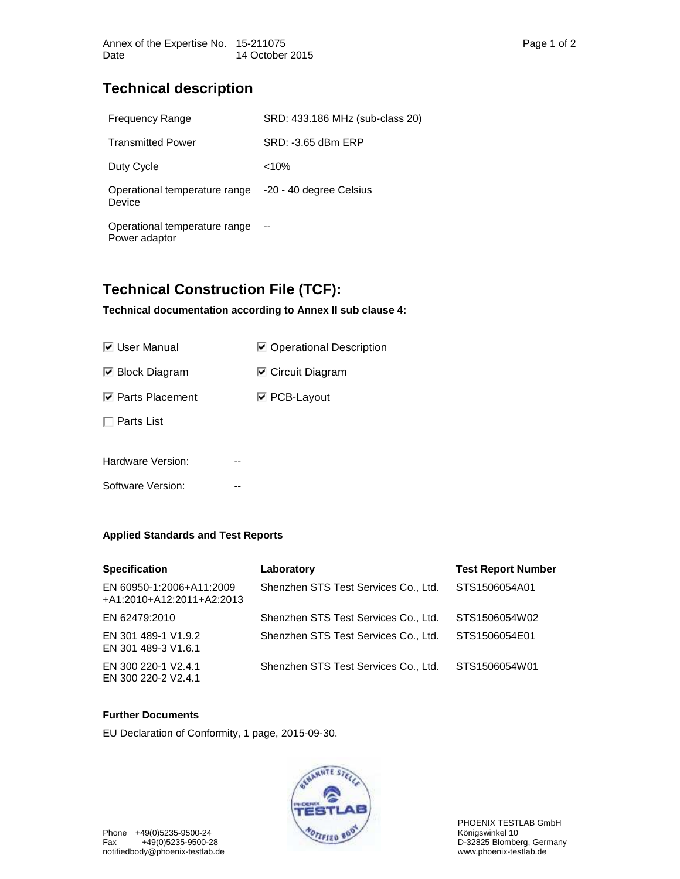Annex of the Expertise No. 15-211075
Date 14 October 2015

## Technical description

| | |
|---|---|
| Frequency Range | SRD: 433.186 MHz (sub-class 20) |
| Transmitted Power | SRD: -3.65 dBm ERP |
| Duty Cycle | <10% |
| Operational temperature range Device | -20 - 40 degree Celsius |
| Operational temperature range Power adaptor | -- |

## Technical Construction File (TCF):

**Technical documentation according to Annex II sub clause 4:**

- ☑ User Manual
- ☑ Operational Description
- ☑ Block Diagram
- ☑ Circuit Diagram
- ☑ Parts Placement
- ☑ PCB-Layout
- ☐ Parts List

Hardware Version: --

Software Version: --

#### Applied Standards and Test Reports

| Specification | Laboratory | Test Report Number |
|---|---|---|
| EN 60950-1:2006+A11:2009 +A1:2010+A12:2011+A2:2013 | Shenzhen STS Test Services Co., Ltd. | STS1506054A01 |
| EN 62479:2010 | Shenzhen STS Test Services Co., Ltd. | STS1506054W02 |
| EN 301 489-1 V1.9.2 EN 301 489-3 V1.6.1 | Shenzhen STS Test Services Co., Ltd. | STS1506054E01 |
| EN 300 220-1 V2.4.1 EN 300 220-2 V2.4.1 | Shenzhen STS Test Services Co., Ltd. | STS1506054W01 |

#### Further Documents

EU Declaration of Conformity, 1 page, 2015-09-30.

Phone +49(0)5235-9500-24
Fax +49(0)5235-9500-28
notifiedbody@phoenix-testlab.de

PHOENIX TESTLAB GmbH
Königswinkel 10
D-32825 Blomberg, Germany
www.phoenix-testlab.de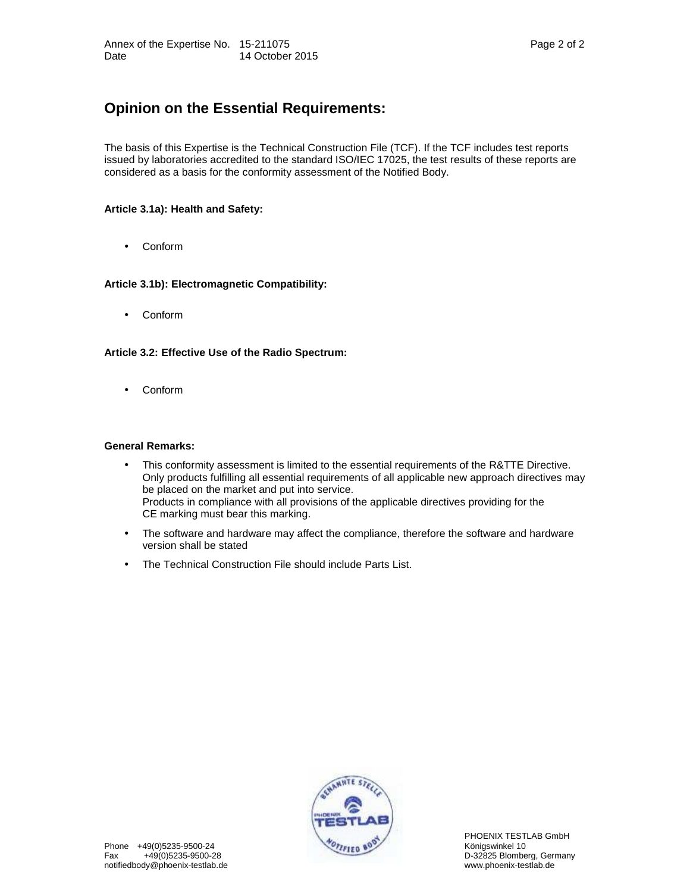Annex of the Expertise No. 15-211075
Date 14 October 2015

## Opinion on the Essential Requirements:

The basis of this Expertise is the Technical Construction File (TCF). If the TCF includes test reports issued by laboratories accredited to the standard ISO/IEC 17025, the test results of these reports are considered as a basis for the conformity assessment of the Notified Body.

**Article 3.1a): Health and Safety:**

- Conform

**Article 3.1b): Electromagnetic Compatibility:**

- Conform

**Article 3.2: Effective Use of the Radio Spectrum:**

- Conform

**General Remarks:**

- This conformity assessment is limited to the essential requirements of the R&TTE Directive. Only products fulfilling all essential requirements of all applicable new approach directives may be placed on the market and put into service.
  Products in compliance with all provisions of the applicable directives providing for the CE marking must bear this marking.
- The software and hardware may affect the compliance, therefore the software and hardware version shall be stated
- The Technical Construction File should include Parts List.

Phone +49(0)5235-9500-24
Fax +49(0)5235-9500-28
notifiedbody@phoenix-testlab.de

PHOENIX TESTLAB GmbH
Königswinkel 10
D-32825 Blomberg, Germany
www.phoenix-testlab.de